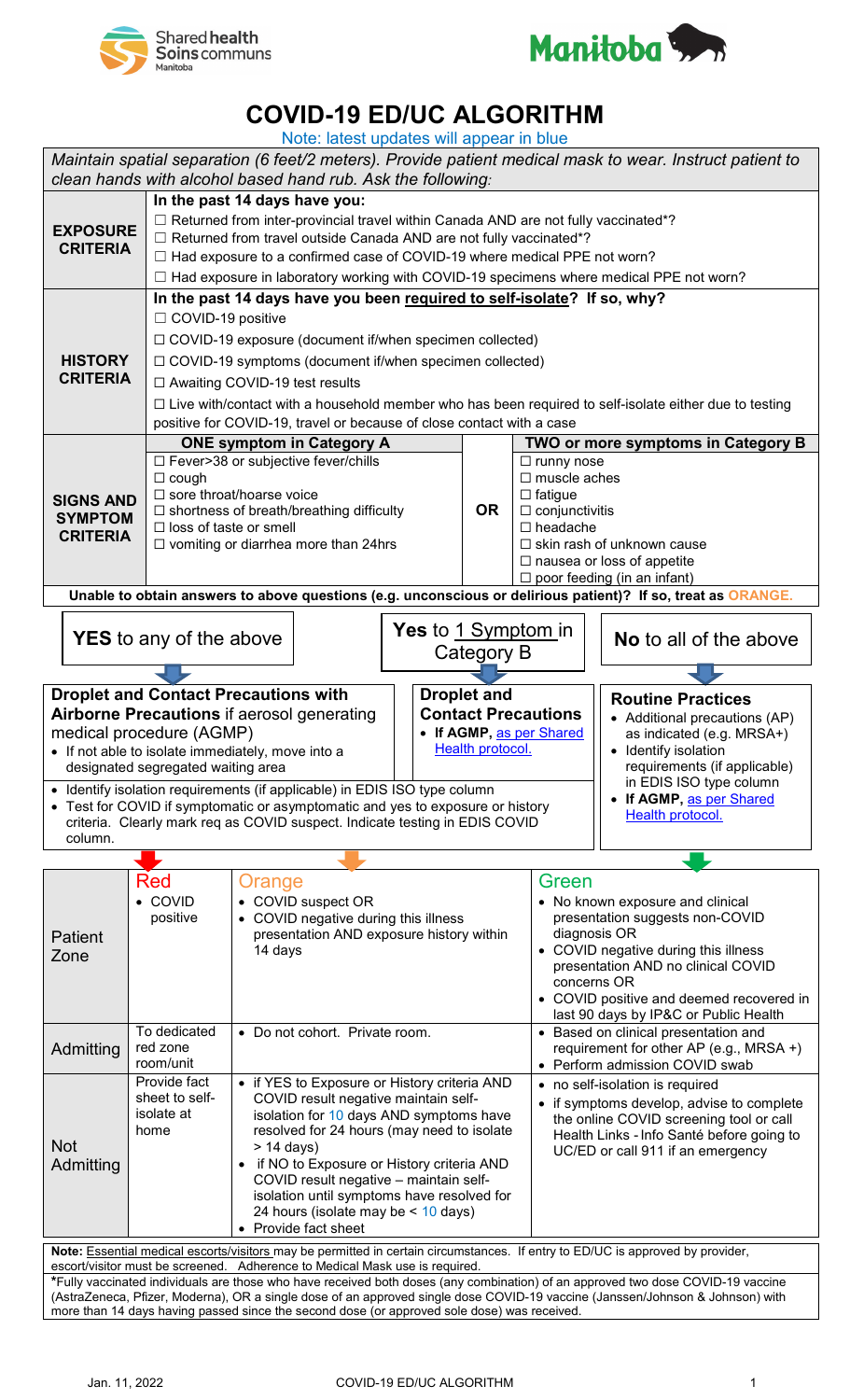# COVID-19 ED/UC ALGORITHM

Note: latest updates will appear in blue

*Maintain spatial separation (6 feet/2 meters). Provide patient medical mask to wear. Instruct patient to clean hands with alcohol based hand rub. Ask the following:*

| | |
|---|---|
| **EXPOSURE CRITERIA** | **In the past 14 days have you:**<br>☐ Returned from inter-provincial travel within Canada AND are not fully vaccinated*?<br>☐ Returned from travel outside Canada AND are not fully vaccinated*?<br>☐ Had exposure to a confirmed case of COVID-19 where medical PPE not worn?<br>☐ Had exposure in laboratory working with COVID-19 specimens where medical PPE not worn? |
| **HISTORY CRITERIA** | **In the past 14 days have you been required to self-isolate? If so, why?**<br>☐ COVID-19 positive<br>☐ COVID-19 exposure (document if/when specimen collected)<br>☐ COVID-19 symptoms (document if/when specimen collected)<br>☐ Awaiting COVID-19 test results<br>☐ Live with/contact with a household member who has been required to self-isolate either due to testing positive for COVID-19, travel or because of close contact with a case |

| | **ONE symptom in Category A** | | **TWO or more symptoms in Category B** |
|---|---|---|---|
| **SIGNS AND SYMPTOM CRITERIA** | ☐ Fever>38 or subjective fever/chills<br>☐ cough<br>☐ sore throat/hoarse voice<br>☐ shortness of breath/breathing difficulty<br>☐ loss of taste or smell<br>☐ vomiting or diarrhea more than 24hrs | **OR** | ☐ runny nose<br>☐ muscle aches<br>☐ fatigue<br>☐ conjunctivitis<br>☐ headache<br>☐ skin rash of unknown cause<br>☐ nausea or loss of appetite<br>☐ poor feeding (in an infant) |

**Unable to obtain answers to above questions (e.g. unconscious or delirious patient)? If so, treat as ORANGE.**

| **YES** to any of the above | **Yes** to 1 Symptom in Category B | **No** to all of the above |
|---|---|---|
| **Droplet and Contact Precautions with Airborne Precautions** if aerosol generating medical procedure (AGMP)<br>• If not able to isolate immediately, move into a designated segregated waiting area | **Droplet and Contact Precautions**<br>• **If AGMP,** as per Shared Health protocol. | **Routine Practices**<br>• Additional precautions (AP) as indicated (e.g. MRSA+)<br>• Identify isolation requirements (if applicable) in EDIS ISO type column<br>• **If AGMP,** as per Shared Health protocol. |

(For YES / Yes to 1 Symptom in Category B:)
- Identify isolation requirements (if applicable) in EDIS ISO type column
- Test for COVID if symptomatic or asymptomatic and yes to exposure or history criteria. Clearly mark req as COVID suspect. Indicate testing in EDIS COVID column.

| | Red | Orange | Green |
|---|---|---|---|
| Patient Zone | • COVID positive | • COVID suspect OR<br>• COVID negative during this illness presentation AND exposure history within 14 days | • No known exposure and clinical presentation suggests non-COVID diagnosis OR<br>• COVID negative during this illness presentation AND no clinical COVID concerns OR<br>• COVID positive and deemed recovered in last 90 days by IP&C or Public Health |
| Admitting | To dedicated red zone room/unit | • Do not cohort. Private room. | • Based on clinical presentation and requirement for other AP (e.g., MRSA +)<br>• Perform admission COVID swab |
| Not Admitting | Provide fact sheet to self-isolate at home | • if YES to Exposure or History criteria AND COVID result negative maintain self-isolation for 10 days AND symptoms have resolved for 24 hours (may need to isolate > 14 days)<br>• if NO to Exposure or History criteria AND COVID result negative – maintain self-isolation until symptoms have resolved for 24 hours (isolate may be < 10 days)<br>• Provide fact sheet | • no self-isolation is required<br>• if symptoms develop, advise to complete the online COVID screening tool or call Health Links - Info Santé before going to UC/ED or call 911 if an emergency |

**Note:** Essential medical escorts/visitors may be permitted in certain circumstances. If entry to ED/UC is approved by provider, escort/visitor must be screened. Adherence to Medical Mask use is required.

***Fully vaccinated individuals are those who have received both doses (any combination) of an approved two dose COVID-19 vaccine (AstraZeneca, Pfizer, Moderna), OR a single dose of an approved single dose COVID-19 vaccine (Janssen/Johnson & Johnson) with more than 14 days having passed since the second dose (or approved sole dose) was received.

Jan. 11, 2022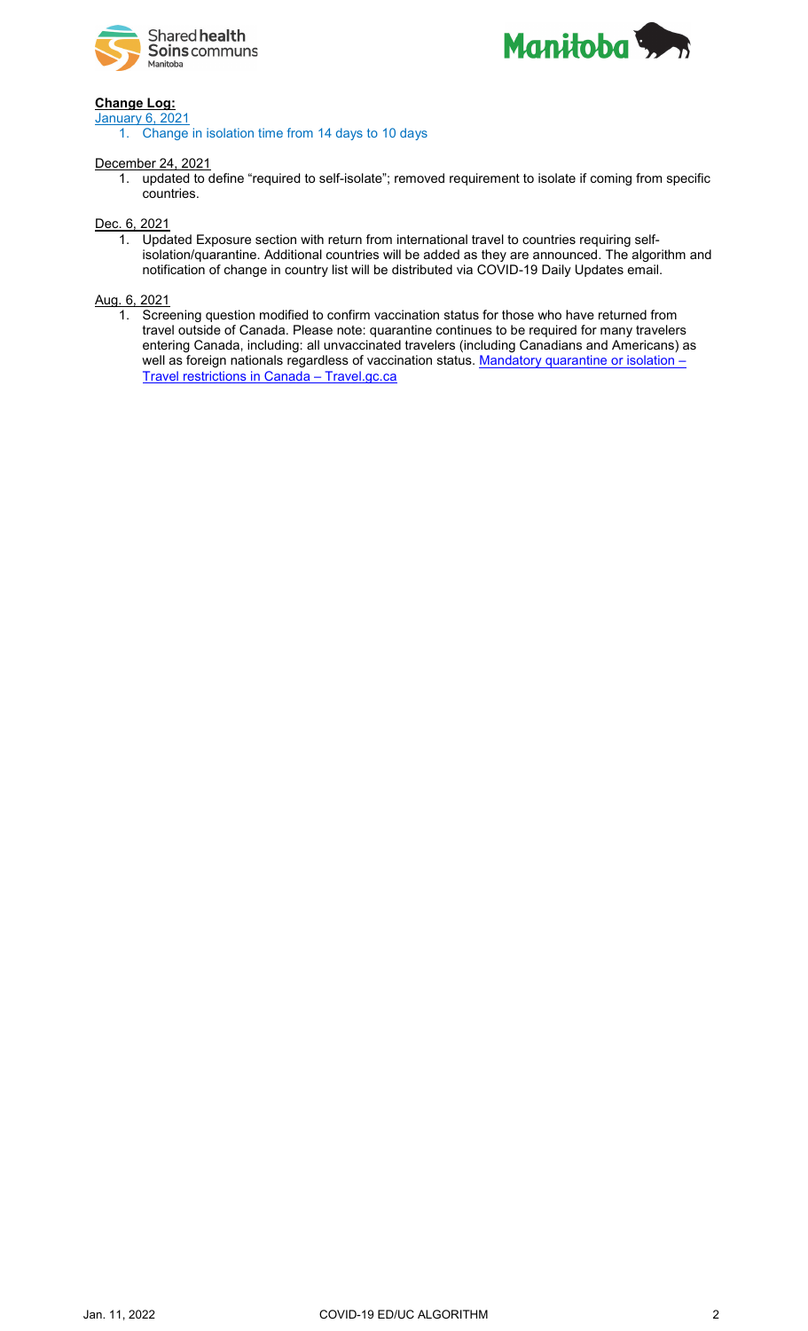**Change Log:**

January 6, 2021

1. Change in isolation time from 14 days to 10 days

December 24, 2021

1. updated to define "required to self-isolate"; removed requirement to isolate if coming from specific countries.

Dec. 6, 2021

1. Updated Exposure section with return from international travel to countries requiring self-isolation/quarantine. Additional countries will be added as they are announced. The algorithm and notification of change in country list will be distributed via COVID-19 Daily Updates email.

Aug. 6, 2021

1. Screening question modified to confirm vaccination status for those who have returned from travel outside of Canada. Please note: quarantine continues to be required for many travelers entering Canada, including: all unvaccinated travelers (including Canadians and Americans) as well as foreign nationals regardless of vaccination status. Mandatory quarantine or isolation – Travel restrictions in Canada – Travel.gc.ca